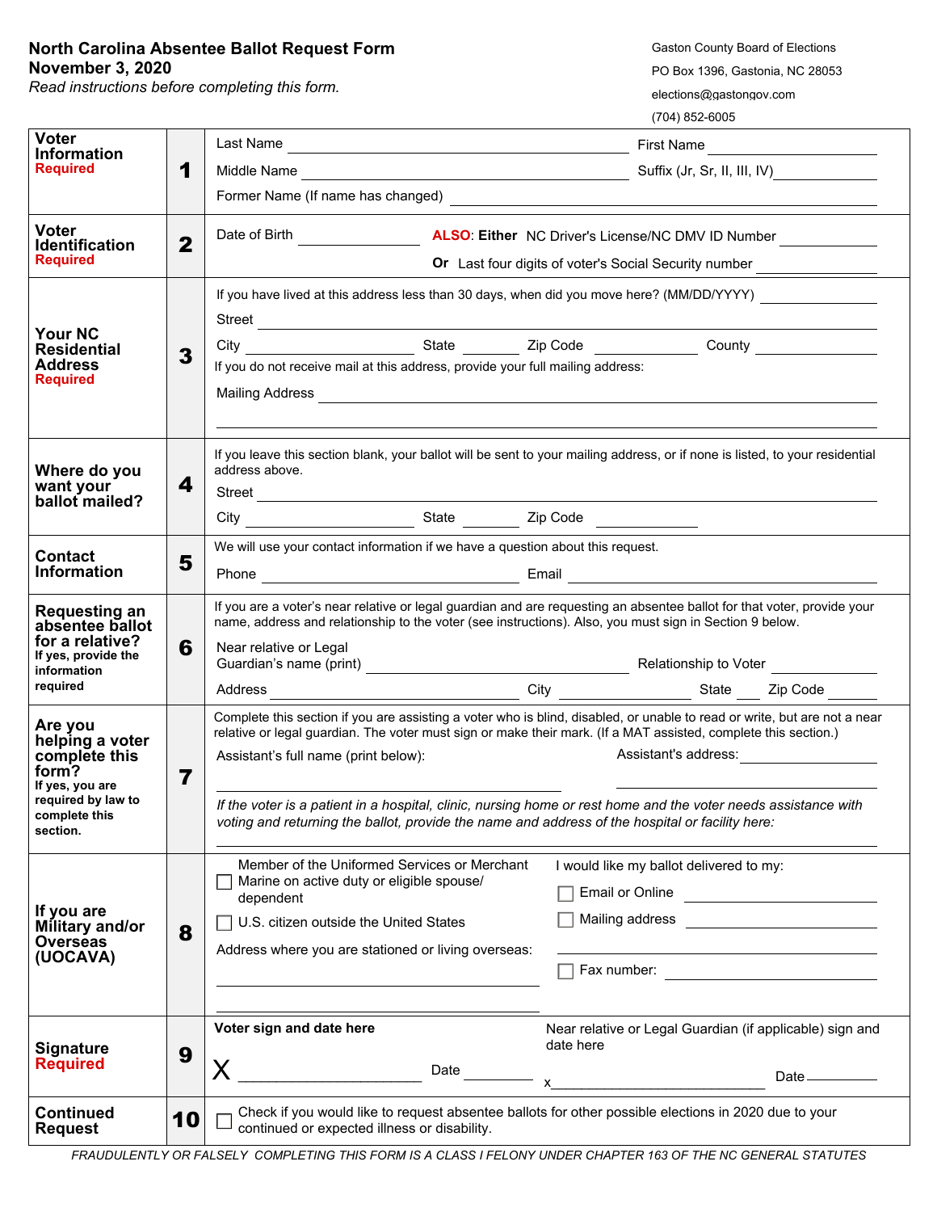# North Carolina Absentee Ballot Request Form

**November 3, 2020**

*Read instructions before completing this form.*

Gaston County Board of Elections
PO Box 1396, Gastonia, NC 28053
elections@gastongov.com
(704) 852-6005

| Section | # | Details |
|---|---|---|
| **Voter Information** Required | **1** | Last Name ______ First Name ______<br>Middle Name ______ Suffix (Jr, Sr, II, III, IV) ______<br>Former Name (If name has changed) ______ |
| **Voter Identification** Required | **2** | Date of Birth ______ **ALSO: Either** NC Driver's License/NC DMV ID Number ______<br>**Or** Last four digits of voter's Social Security number ______ |
| **Your NC Residential Address** Required | **3** | If you have lived at this address less than 30 days, when did you move here? (MM/DD/YYYY) ______<br>Street ______<br>City ______ State ______ Zip Code ______ County ______<br>If you do not receive mail at this address, provide your full mailing address:<br>Mailing Address ______ |
| **Where do you want your ballot mailed?** | **4** | If you leave this section blank, your ballot will be sent to your mailing address, or if none is listed, to your residential address above.<br>Street ______<br>City ______ State ______ Zip Code ______ |
| **Contact Information** | **5** | We will use your contact information if we have a question about this request.<br>Phone ______ Email ______ |
| **Requesting an absentee ballot for a relative?** If yes, provide the information required | **6** | If you are a voter's near relative or legal guardian and are requesting an absentee ballot for that voter, provide your name, address and relationship to the voter (see instructions). Also, you must sign in Section 9 below.<br>Near relative or Legal Guardian's name (print) ______ Relationship to Voter ______<br>Address ______ City ______ State ______ Zip Code ______ |
| **Are you helping a voter complete this form?** If yes, you are required by law to complete this section. | **7** | Complete this section if you are assisting a voter who is blind, disabled, or unable to read or write, but are not a near relative or legal guardian. The voter must sign or make their mark. (If a MAT assisted, complete this section.)<br>Assistant's full name (print below): ______ Assistant's address: ______<br>*If the voter is a patient in a hospital, clinic, nursing home or rest home and the voter needs assistance with voting and returning the ballot, provide the name and address of the hospital or facility here:* ______ |
| **If you are Military and/or Overseas (UOCAVA)** | **8** | ☐ Member of the Uniformed Services or Merchant Marine on active duty or eligible spouse/ dependent<br>☐ U.S. citizen outside the United States<br>Address where you are stationed or living overseas: ______<br>I would like my ballot delivered to my:<br>☐ Email or Online ______<br>☐ Mailing address ______<br>☐ Fax number: ______ |
| **Signature** Required | **9** | **Voter sign and date here**<br>X ______ Date ______<br>Near relative or Legal Guardian (if applicable) sign and date here<br>x ______ Date ______ |
| **Continued Request** | **10** | ☐ Check if you would like to request absentee ballots for other possible elections in 2020 due to your continued or expected illness or disability. |

*FRAUDULENTLY OR FALSELY COMPLETING THIS FORM IS A CLASS I FELONY UNDER CHAPTER 163 OF THE NC GENERAL STATUTES*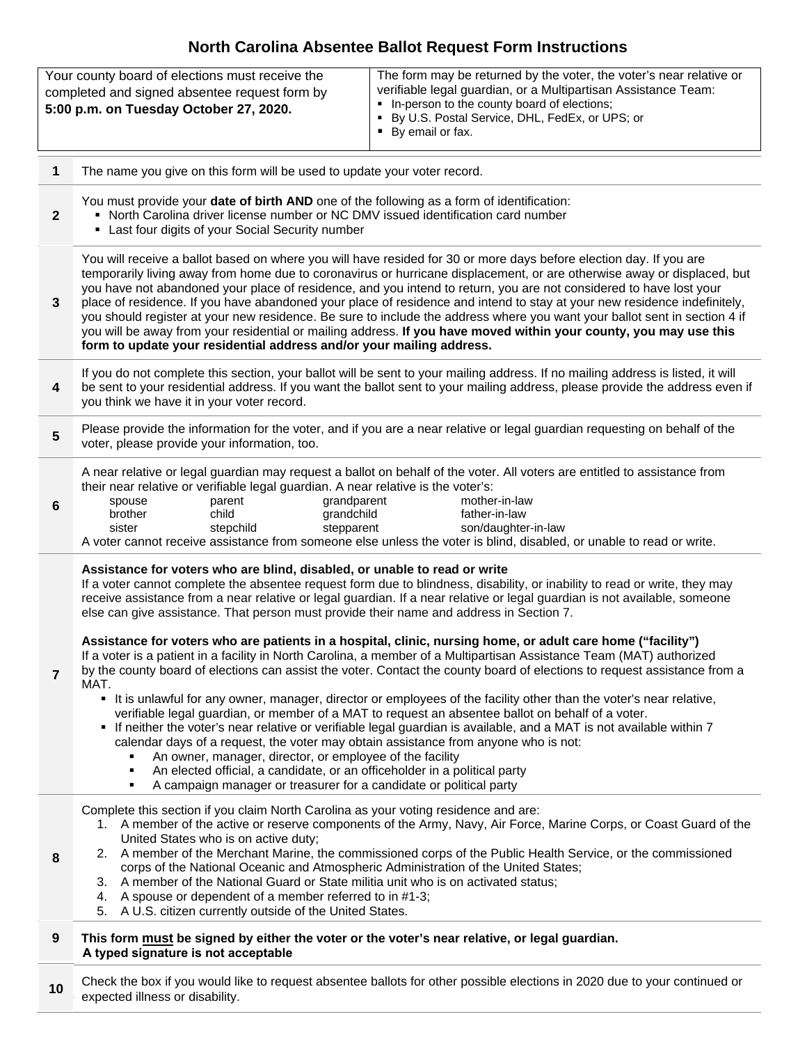# North Carolina Absentee Ballot Request Form Instructions

| | |
|---|---|
| Your county board of elections must receive the completed and signed absentee request form by **5:00 p.m. on Tuesday October 27, 2020.** | The form may be returned by the voter, the voter's near relative or verifiable legal guardian, or a Multipartisan Assistance Team:<br>▪ In-person to the county board of elections;<br>▪ By U.S. Postal Service, DHL, FedEx, or UPS; or<br>▪ By email or fax. |

**1** The name you give on this form will be used to update your voter record.

**2** You must provide your **date of birth AND** one of the following as a form of identification:

- North Carolina driver license number or NC DMV issued identification card number
- Last four digits of your Social Security number

**3** You will receive a ballot based on where you will have resided for 30 or more days before election day. If you are temporarily living away from home due to coronavirus or hurricane displacement, or are otherwise away or displaced, but you have not abandoned your place of residence, and you intend to return, you are not considered to have lost your place of residence. If you have abandoned your place of residence and intend to stay at your new residence indefinitely, you should register at your new residence. Be sure to include the address where you want your ballot sent in section 4 if you will be away from your residential or mailing address. **If you have moved within your county, you may use this form to update your residential address and/or your mailing address.**

**4** If you do not complete this section, your ballot will be sent to your mailing address. If no mailing address is listed, it will be sent to your residential address. If you want the ballot sent to your mailing address, please provide the address even if you think we have it in your voter record.

**5** Please provide the information for the voter, and if you are a near relative or legal guardian requesting on behalf of the voter, please provide your information, too.

**6** A near relative or legal guardian may request a ballot on behalf of the voter. All voters are entitled to assistance from their near relative or verifiable legal guardian. A near relative is the voter's:

| | | | |
|---|---|---|---|
| spouse | parent | grandparent | mother-in-law |
| brother | child | grandchild | father-in-law |
| sister | stepchild | stepparent | son/daughter-in-law |

A voter cannot receive assistance from someone else unless the voter is blind, disabled, or unable to read or write.

**7** **Assistance for voters who are blind, disabled, or unable to read or write**

If a voter cannot complete the absentee request form due to blindness, disability, or inability to read or write, they may receive assistance from a near relative or legal guardian. If a near relative or legal guardian is not available, someone else can give assistance. That person must provide their name and address in Section 7.

**Assistance for voters who are patients in a hospital, clinic, nursing home, or adult care home ("facility")**

If a voter is a patient in a facility in North Carolina, a member of a Multipartisan Assistance Team (MAT) authorized by the county board of elections can assist the voter. Contact the county board of elections to request assistance from a MAT.

- It is unlawful for any owner, manager, director or employees of the facility other than the voter's near relative, verifiable legal guardian, or member of a MAT to request an absentee ballot on behalf of a voter.
- If neither the voter's near relative or verifiable legal guardian is available, and a MAT is not available within 7 calendar days of a request, the voter may obtain assistance from anyone who is not:
  - An owner, manager, director, or employee of the facility
  - An elected official, a candidate, or an officeholder in a political party
  - A campaign manager or treasurer for a candidate or political party

**8** Complete this section if you claim North Carolina as your voting residence and are:

1. A member of the active or reserve components of the Army, Navy, Air Force, Marine Corps, or Coast Guard of the United States who is on active duty;
2. A member of the Merchant Marine, the commissioned corps of the Public Health Service, or the commissioned corps of the National Oceanic and Atmospheric Administration of the United States;
3. A member of the National Guard or State militia unit who is on activated status;
4. A spouse or dependent of a member referred to in #1-3;
5. A U.S. citizen currently outside of the United States.

**9** **This form must be signed by either the voter or the voter's near relative, or legal guardian. A typed signature is not acceptable**

**10** Check the box if you would like to request absentee ballots for other possible elections in 2020 due to your continued or expected illness or disability.